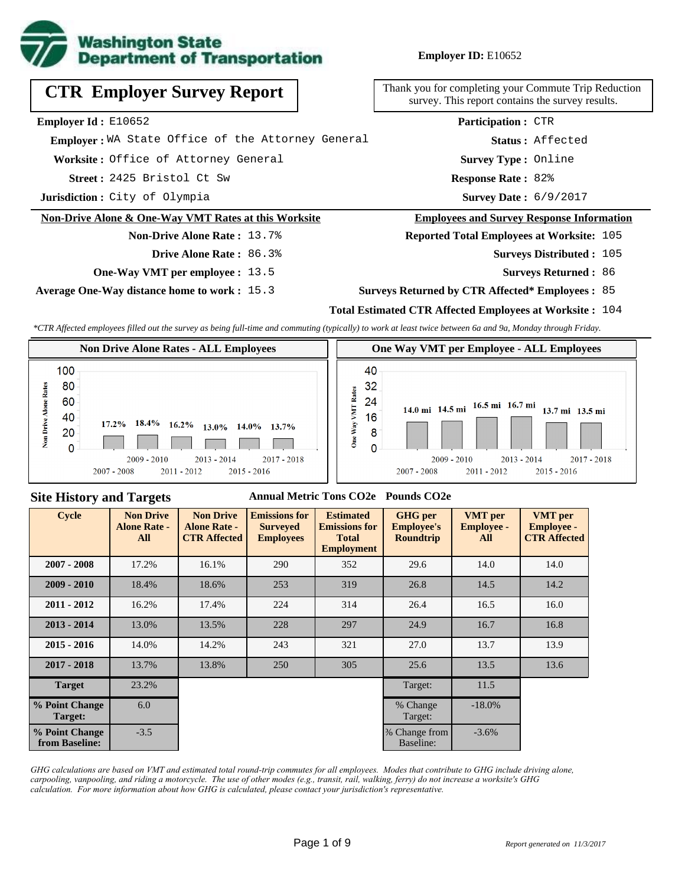**Employer ID:** E10652

# CTR Employer Survey Report

Thank you for completing your Commute Trip Reduction survey. This report contains the survey results.

**Employer Id :** E10652
**Employer :** WA State Office of the Attorney General
**Worksite :** Office of Attorney General
**Street :** 2425 Bristol Ct Sw
**Jurisdiction :** City of Olympia

**Participation :** CTR
**Status :** Affected
**Survey Type :** Online
**Response Rate :** 82%
**Survey Date :** 6/9/2017

## Non-Drive Alone & One-Way VMT Rates at this Worksite

**Non-Drive Alone Rate :** 13.7%
**Drive Alone Rate :** 86.3%
**One-Way VMT per employee :** 13.5
**Average One-Way distance home to work :** 15.3

## Employees and Survey Response Information

**Reported Total Employees at Worksite:** 105
**Surveys Distributed :** 105
**Surveys Returned :** 86
**Surveys Returned by CTR Affected* Employees :** 85
**Total Estimated CTR Affected Employees at Worksite :** 104

*\*CTR Affected employees filled out the survey as being full-time and commuting (typically) to work at least twice between 6a and 9a, Monday through Friday.*

### Non Drive Alone Rates - ALL Employees

| Cycle | Non Drive Alone Rate |
|---|---|
| 2007 - 2008 | 17.2% |
| 2009 - 2010 | 18.4% |
| 2011 - 2012 | 16.2% |
| 2013 - 2014 | 13.0% |
| 2015 - 2016 | 14.0% |
| 2017 - 2018 | 13.7% |

### One Way VMT per Employee - ALL Employees

| Cycle | One Way VMT |
|---|---|
| 2007 - 2008 | 14.0 mi |
| 2009 - 2010 | 14.5 mi |
| 2011 - 2012 | 16.5 mi |
| 2013 - 2014 | 16.7 mi |
| 2015 - 2016 | 13.7 mi |
| 2017 - 2018 | 13.5 mi |

## Site History and Targets

| Cycle | Non Drive Alone Rate - All | Non Drive Alone Rate - CTR Affected | Emissions for Surveyed Employees (Annual Metric Tons CO2e) | Estimated Emissions for Total Employment (Annual Metric Tons CO2e) | GHG per Employee's Roundtrip (Pounds CO2e) | VMT per Employee - All | VMT per Employee - CTR Affected |
|---|---|---|---|---|---|---|---|
| 2007 - 2008 | 17.2% | 16.1% | 290 | 352 | 29.6 | 14.0 | 14.0 |
| 2009 - 2010 | 18.4% | 18.6% | 253 | 319 | 26.8 | 14.5 | 14.2 |
| 2011 - 2012 | 16.2% | 17.4% | 224 | 314 | 26.4 | 16.5 | 16.0 |
| 2013 - 2014 | 13.0% | 13.5% | 228 | 297 | 24.9 | 16.7 | 16.8 |
| 2015 - 2016 | 14.0% | 14.2% | 243 | 321 | 27.0 | 13.7 | 13.9 |
| 2017 - 2018 | 13.7% | 13.8% | 250 | 305 | 25.6 | 13.5 | 13.6 |
| Target | 23.2% | | | | Target: | 11.5 | |
| % Point Change Target: | 6.0 | | | | % Change Target: | -18.0% | |
| % Point Change from Baseline: | -3.5 | | | | % Change from Baseline: | -3.6% | |

*GHG calculations are based on VMT and estimated total round-trip commutes for all employees. Modes that contribute to GHG include driving alone, carpooling, vanpooling, and riding a motorcycle. The use of other modes (e.g., transit, rail, walking, ferry) do not increase a worksite's GHG calculation. For more information about how GHG is calculated, please contact your jurisdiction's representative.*

*Report generated on 11/3/2017*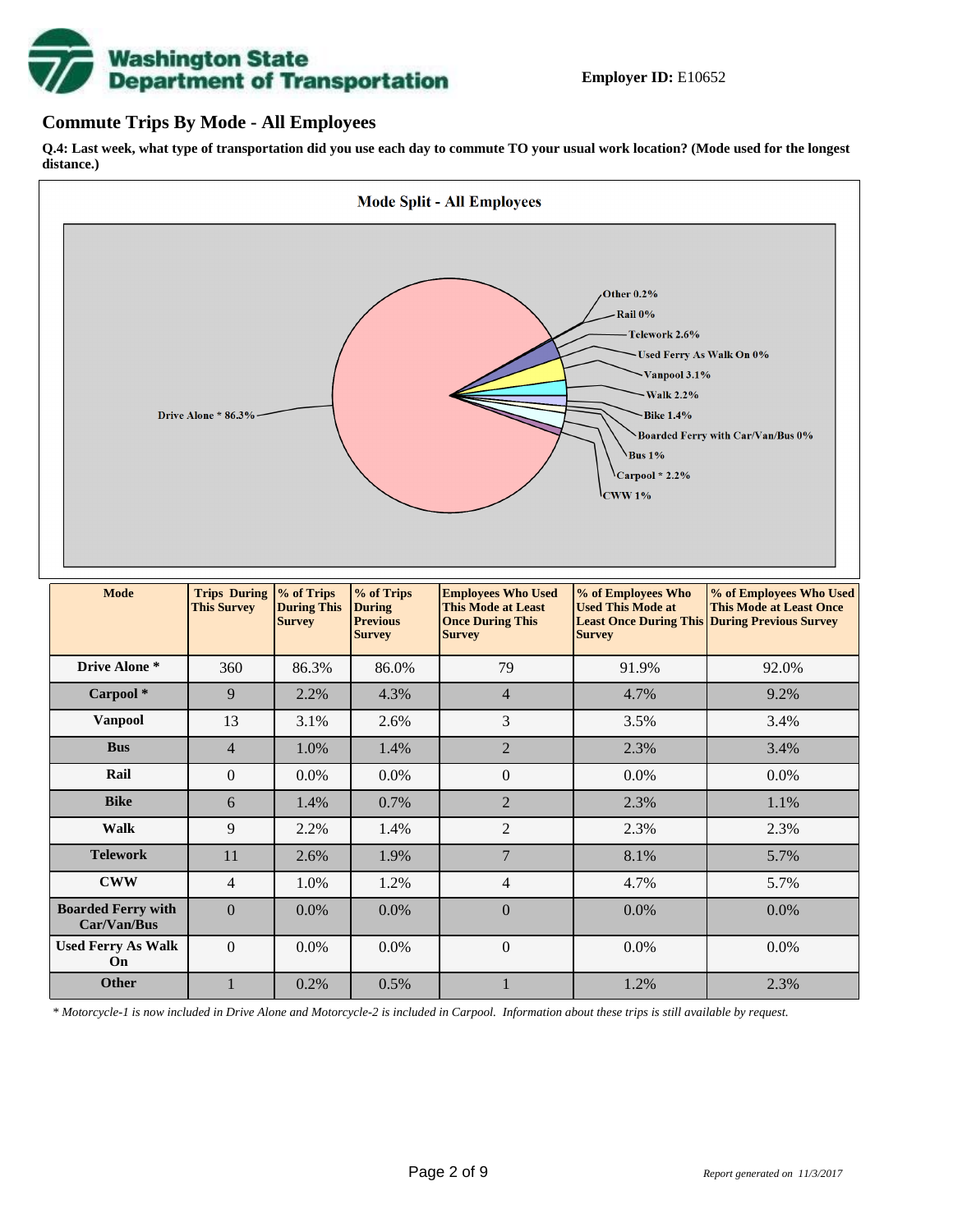**Employer ID:** E10652

## Commute Trips By Mode - All Employees

**Q.4: Last week, what type of transportation did you use each day to commute TO your usual work location? (Mode used for the longest distance.)**

| Mode | Trips During This Survey | % of Trips During This Survey | % of Trips During Previous Survey | Employees Who Used This Mode at Least Once During This Survey | % of Employees Who Used This Mode at Least Once During This Survey | % of Employees Who Used This Mode at Least Once During Previous Survey |
|---|---|---|---|---|---|---|
| Drive Alone * | 360 | 86.3% | 86.0% | 79 | 91.9% | 92.0% |
| Carpool * | 9 | 2.2% | 4.3% | 4 | 4.7% | 9.2% |
| Vanpool | 13 | 3.1% | 2.6% | 3 | 3.5% | 3.4% |
| Bus | 4 | 1.0% | 1.4% | 2 | 2.3% | 3.4% |
| Rail | 0 | 0.0% | 0.0% | 0 | 0.0% | 0.0% |
| Bike | 6 | 1.4% | 0.7% | 2 | 2.3% | 1.1% |
| Walk | 9 | 2.2% | 1.4% | 2 | 2.3% | 2.3% |
| Telework | 11 | 2.6% | 1.9% | 7 | 8.1% | 5.7% |
| CWW | 4 | 1.0% | 1.2% | 4 | 4.7% | 5.7% |
| Boarded Ferry with Car/Van/Bus | 0 | 0.0% | 0.0% | 0 | 0.0% | 0.0% |
| Used Ferry As Walk On | 0 | 0.0% | 0.0% | 0 | 0.0% | 0.0% |
| Other | 1 | 0.2% | 0.5% | 1 | 1.2% | 2.3% |

*\* Motorcycle-1 is now included in Drive Alone and Motorcycle-2 is included in Carpool. Information about these trips is still available by request.*

*Report generated on 11/3/2017*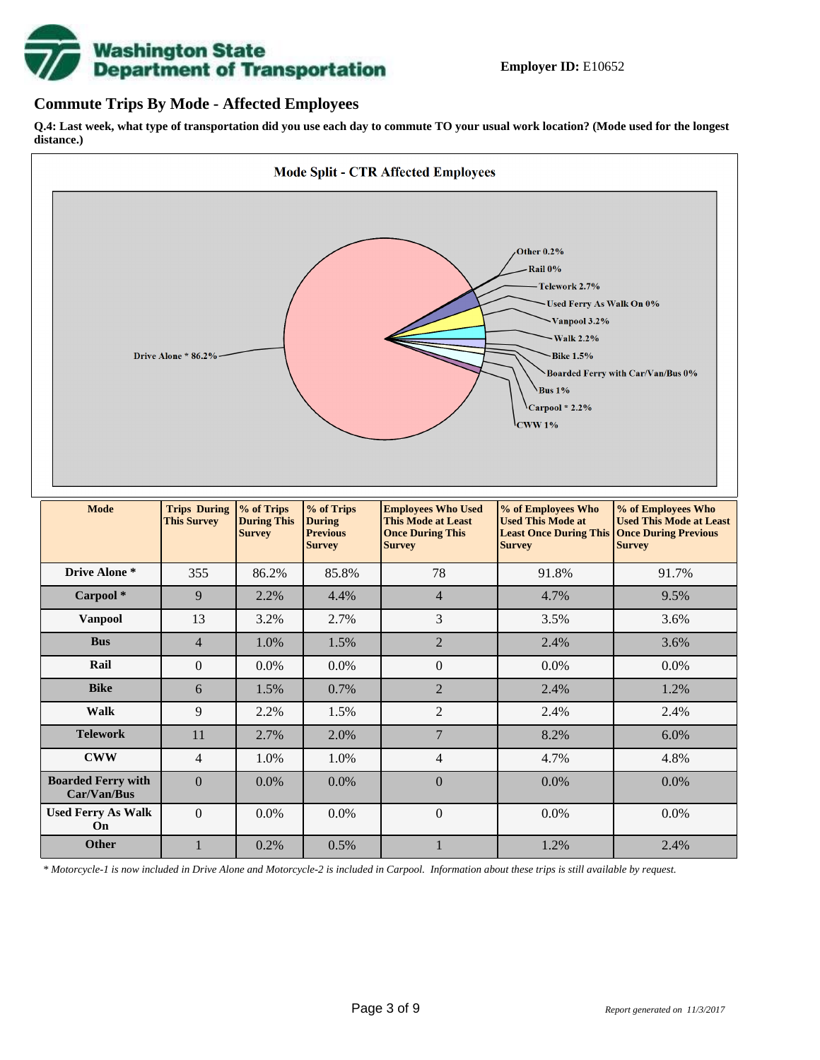Washington State Department of Transportation

**Employer ID:** E10652

## Commute Trips By Mode - Affected Employees

**Q.4: Last week, what type of transportation did you use each day to commute TO your usual work location? (Mode used for the longest distance.)**

**Mode Split - CTR Affected Employees**

Drive Alone * 86.2%
Other 0.2%
Rail 0%
Telework 2.7%
Used Ferry As Walk On 0%
Vanpool 3.2%
Walk 2.2%
Bike 1.5%
Boarded Ferry with Car/Van/Bus 0%
Bus 1%
Carpool * 2.2%
CWW 1%

| Mode | Trips During This Survey | % of Trips During This Survey | % of Trips During Previous Survey | Employees Who Used This Mode at Least Once During This Survey | % of Employees Who Used This Mode at Least Once During This Survey | % of Employees Who Used This Mode at Least Once During Previous Survey |
|---|---|---|---|---|---|---|
| Drive Alone * | 355 | 86.2% | 85.8% | 78 | 91.8% | 91.7% |
| Carpool * | 9 | 2.2% | 4.4% | 4 | 4.7% | 9.5% |
| Vanpool | 13 | 3.2% | 2.7% | 3 | 3.5% | 3.6% |
| Bus | 4 | 1.0% | 1.5% | 2 | 2.4% | 3.6% |
| Rail | 0 | 0.0% | 0.0% | 0 | 0.0% | 0.0% |
| Bike | 6 | 1.5% | 0.7% | 2 | 2.4% | 1.2% |
| Walk | 9 | 2.2% | 1.5% | 2 | 2.4% | 2.4% |
| Telework | 11 | 2.7% | 2.0% | 7 | 8.2% | 6.0% |
| CWW | 4 | 1.0% | 1.0% | 4 | 4.7% | 4.8% |
| Boarded Ferry with Car/Van/Bus | 0 | 0.0% | 0.0% | 0 | 0.0% | 0.0% |
| Used Ferry As Walk On | 0 | 0.0% | 0.0% | 0 | 0.0% | 0.0% |
| Other | 1 | 0.2% | 0.5% | 1 | 1.2% | 2.4% |

*\* Motorcycle-1 is now included in Drive Alone and Motorcycle-2 is included in Carpool. Information about these trips is still available by request.*

*Report generated on 11/3/2017*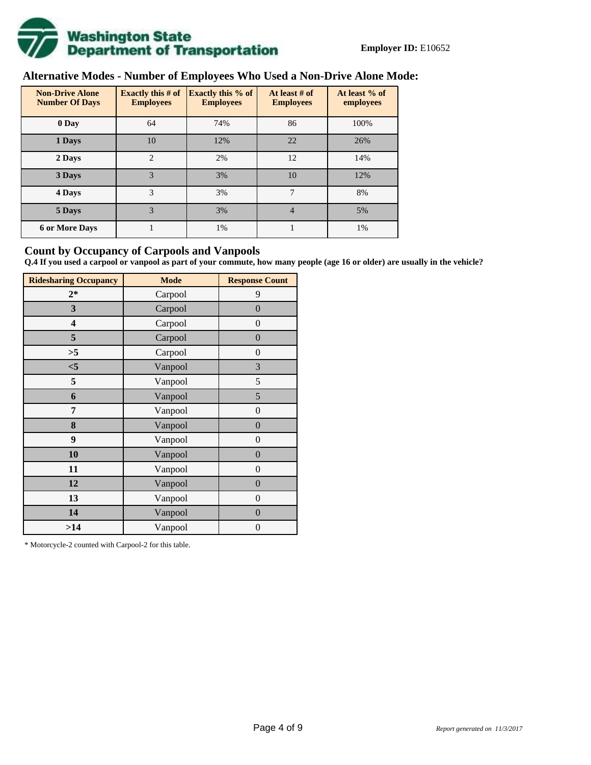**Employer ID:** E10652

## Alternative Modes - Number of Employees Who Used a Non-Drive Alone Mode:

| Non-Drive Alone Number Of Days | Exactly this # of Employees | Exactly this % of Employees | At least # of Employees | At least % of employees |
|---|---|---|---|---|
| 0 Day | 64 | 74% | 86 | 100% |
| 1 Days | 10 | 12% | 22 | 26% |
| 2 Days | 2 | 2% | 12 | 14% |
| 3 Days | 3 | 3% | 10 | 12% |
| 4 Days | 3 | 3% | 7 | 8% |
| 5 Days | 3 | 3% | 4 | 5% |
| 6 or More Days | 1 | 1% | 1 | 1% |

## Count by Occupancy of Carpools and Vanpools

**Q.4 If you used a carpool or vanpool as part of your commute, how many people (age 16 or older) are usually in the vehicle?**

| Ridesharing Occupancy | Mode | Response Count |
|---|---|---|
| 2* | Carpool | 9 |
| 3 | Carpool | 0 |
| 4 | Carpool | 0 |
| 5 | Carpool | 0 |
| >5 | Carpool | 0 |
| <5 | Vanpool | 3 |
| 5 | Vanpool | 5 |
| 6 | Vanpool | 5 |
| 7 | Vanpool | 0 |
| 8 | Vanpool | 0 |
| 9 | Vanpool | 0 |
| 10 | Vanpool | 0 |
| 11 | Vanpool | 0 |
| 12 | Vanpool | 0 |
| 13 | Vanpool | 0 |
| 14 | Vanpool | 0 |
| >14 | Vanpool | 0 |

* Motorcycle-2 counted with Carpool-2 for this table.

*Report generated on 11/3/2017*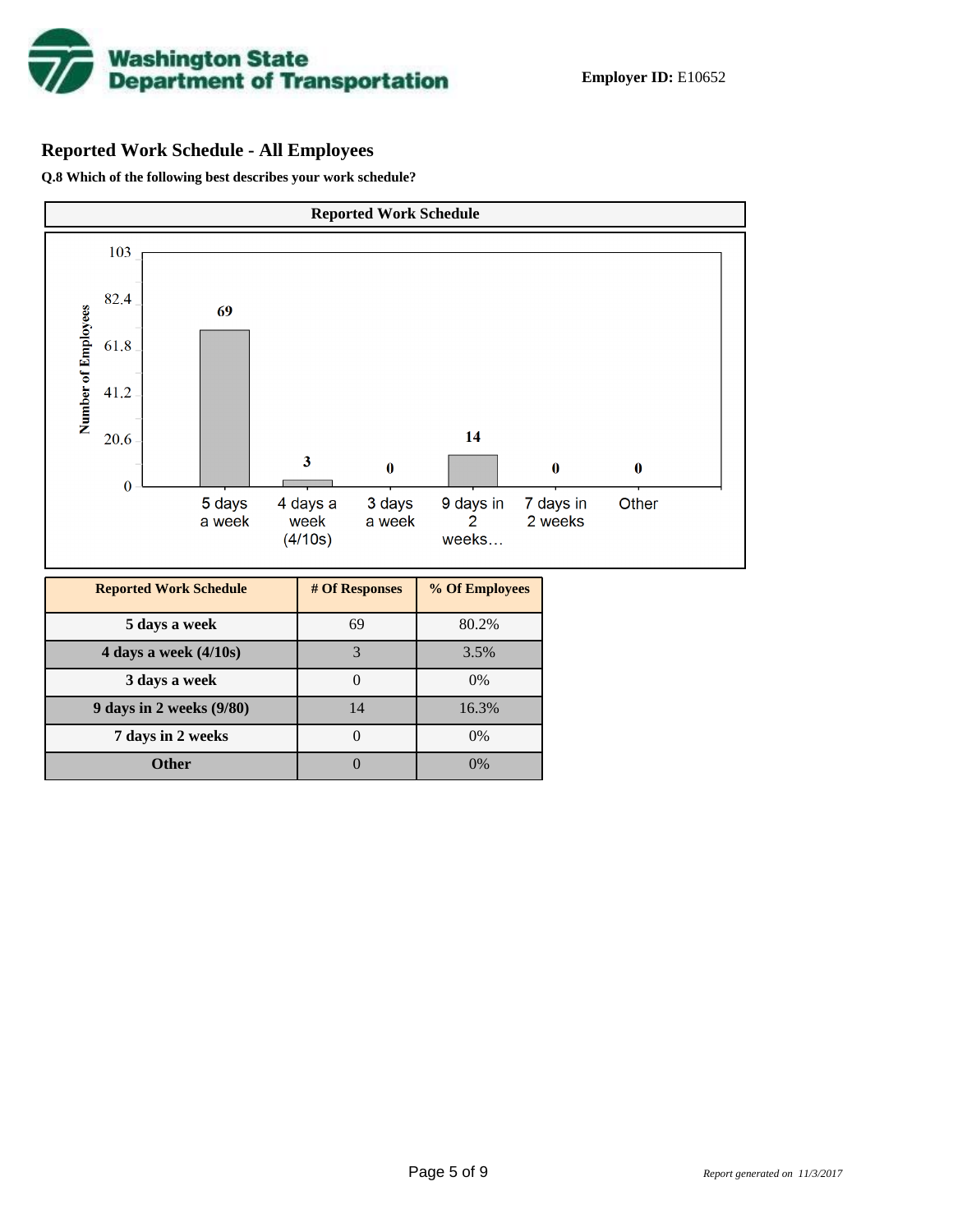**Employer ID:** E10652

## Reported Work Schedule - All Employees

**Q.8 Which of the following best describes your work schedule?**

| Reported Work Schedule | # Of Responses | % Of Employees |
|---|---|---|
| 5 days a week | 69 | 80.2% |
| 4 days a week (4/10s) | 3 | 3.5% |
| 3 days a week | 0 | 0% |
| 9 days in 2 weeks (9/80) | 14 | 16.3% |
| 7 days in 2 weeks | 0 | 0% |
| Other | 0 | 0% |

*Report generated on 11/3/2017*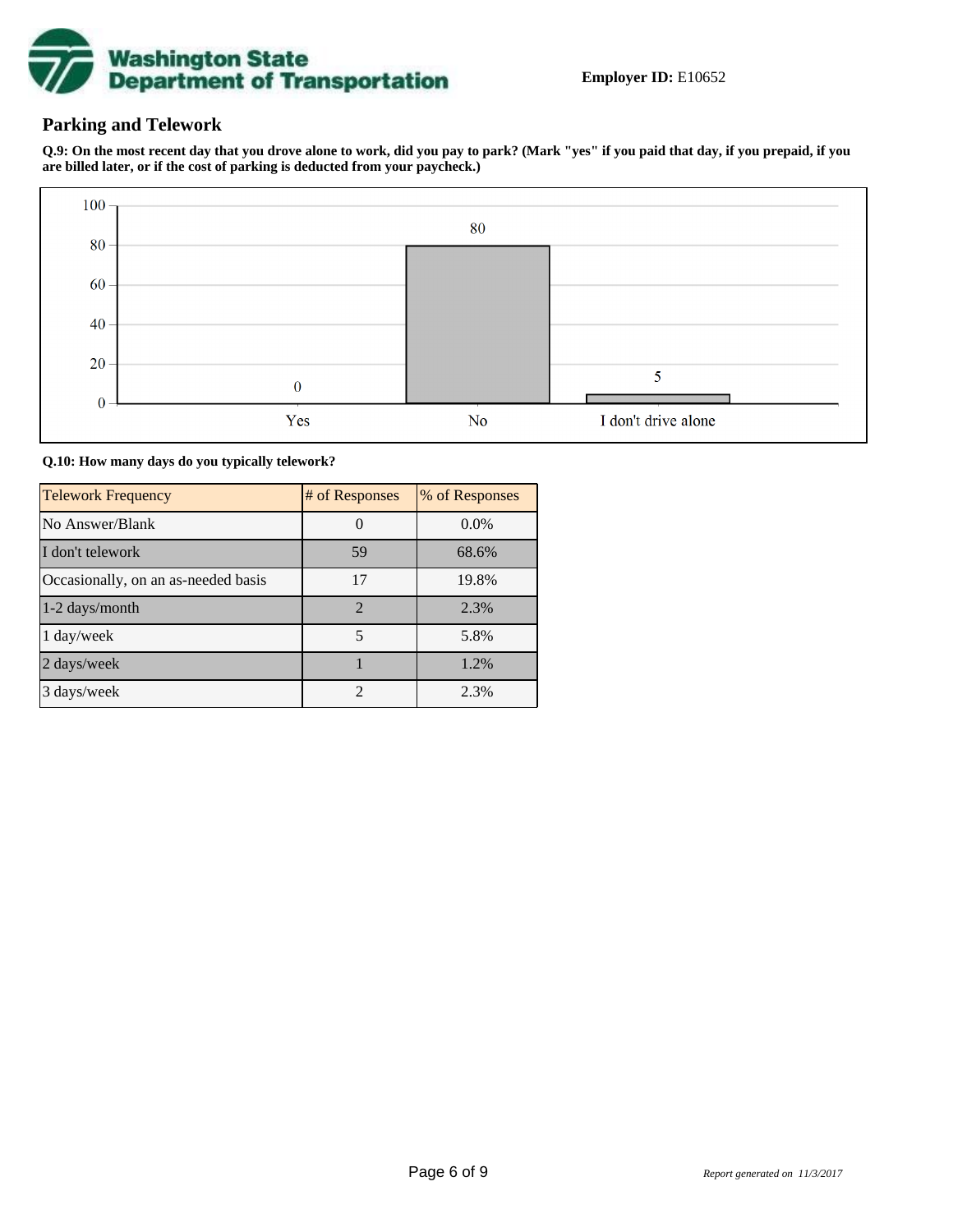**Employer ID:** E10652

## Parking and Telework

**Q.9: On the most recent day that you drove alone to work, did you pay to park? (Mark "yes" if you paid that day, if you prepaid, if you are billed later, or if the cost of parking is deducted from your paycheck.)**

| Response | Count |
| --- | --- |
| Yes | 0 |
| No | 80 |
| I don't drive alone | 5 |

**Q.10: How many days do you typically telework?**

| Telework Frequency | # of Responses | % of Responses |
| --- | --- | --- |
| No Answer/Blank | 0 | 0.0% |
| I don't telework | 59 | 68.6% |
| Occasionally, on an as-needed basis | 17 | 19.8% |
| 1-2 days/month | 2 | 2.3% |
| 1 day/week | 5 | 5.8% |
| 2 days/week | 1 | 1.2% |
| 3 days/week | 2 | 2.3% |

*Report generated on 11/3/2017*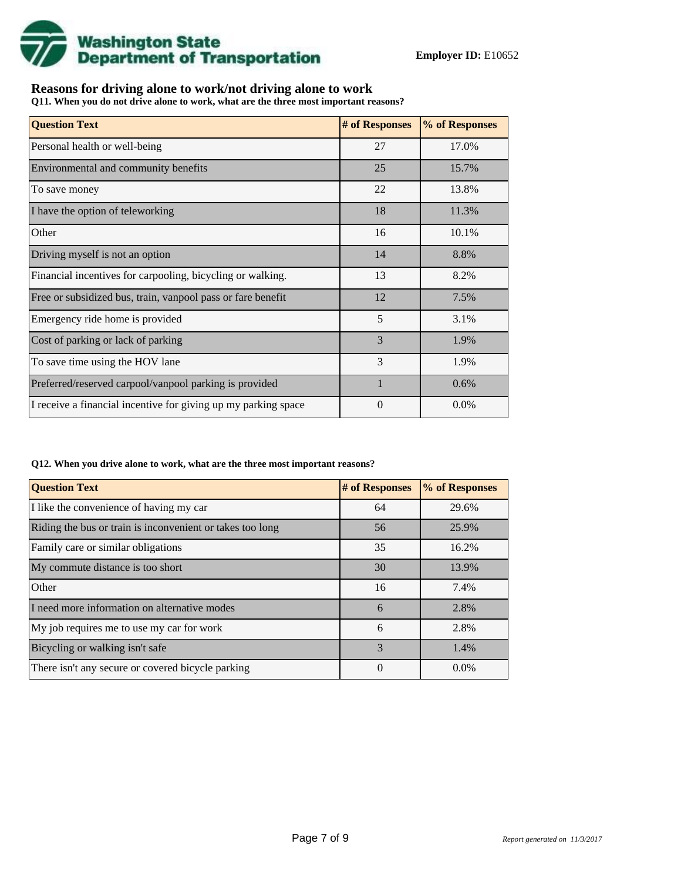**Employer ID:** E10652

## Reasons for driving alone to work/not driving alone to work

**Q11. When you do not drive alone to work, what are the three most important reasons?**

| Question Text | # of Responses | % of Responses |
|---|---|---|
| Personal health or well-being | 27 | 17.0% |
| Environmental and community benefits | 25 | 15.7% |
| To save money | 22 | 13.8% |
| I have the option of teleworking | 18 | 11.3% |
| Other | 16 | 10.1% |
| Driving myself is not an option | 14 | 8.8% |
| Financial incentives for carpooling, bicycling or walking. | 13 | 8.2% |
| Free or subsidized bus, train, vanpool pass or fare benefit | 12 | 7.5% |
| Emergency ride home is provided | 5 | 3.1% |
| Cost of parking or lack of parking | 3 | 1.9% |
| To save time using the HOV lane | 3 | 1.9% |
| Preferred/reserved carpool/vanpool parking is provided | 1 | 0.6% |
| I receive a financial incentive for giving up my parking space | 0 | 0.0% |

**Q12. When you drive alone to work, what are the three most important reasons?**

| Question Text | # of Responses | % of Responses |
|---|---|---|
| I like the convenience of having my car | 64 | 29.6% |
| Riding the bus or train is inconvenient or takes too long | 56 | 25.9% |
| Family care or similar obligations | 35 | 16.2% |
| My commute distance is too short | 30 | 13.9% |
| Other | 16 | 7.4% |
| I need more information on alternative modes | 6 | 2.8% |
| My job requires me to use my car for work | 6 | 2.8% |
| Bicycling or walking isn't safe | 3 | 1.4% |
| There isn't any secure or covered bicycle parking | 0 | 0.0% |

*Report generated on 11/3/2017*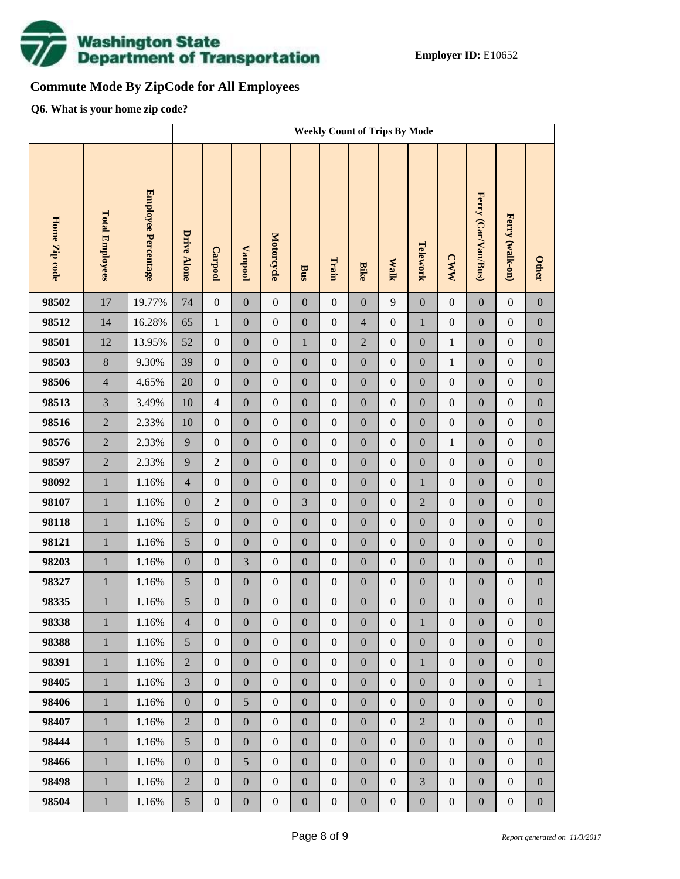**Employer ID:** E10652

## Commute Mode By ZipCode for All Employees

**Q6. What is your home zip code?**

| | | | Weekly Count of Trips By Mode | | | | | | | | | | | | |
|---|---|---|---|---|---|---|---|---|---|---|---|---|---|---|---|
| Home Zip code | Total Employees | Employee Percentage | Drive Alone | Carpool | Vanpool | Motorcycle | Bus | Train | Bike | Walk | Telework | CWW | Ferry (Car/Van/Bus) | Ferry (walk-on) | Other |
| 98502 | 17 | 19.77% | 74 | 0 | 0 | 0 | 0 | 0 | 0 | 9 | 0 | 0 | 0 | 0 | 0 |
| 98512 | 14 | 16.28% | 65 | 1 | 0 | 0 | 0 | 0 | 4 | 0 | 1 | 0 | 0 | 0 | 0 |
| 98501 | 12 | 13.95% | 52 | 0 | 0 | 0 | 1 | 0 | 2 | 0 | 0 | 1 | 0 | 0 | 0 |
| 98503 | 8 | 9.30% | 39 | 0 | 0 | 0 | 0 | 0 | 0 | 0 | 0 | 1 | 0 | 0 | 0 |
| 98506 | 4 | 4.65% | 20 | 0 | 0 | 0 | 0 | 0 | 0 | 0 | 0 | 0 | 0 | 0 | 0 |
| 98513 | 3 | 3.49% | 10 | 4 | 0 | 0 | 0 | 0 | 0 | 0 | 0 | 0 | 0 | 0 | 0 |
| 98516 | 2 | 2.33% | 10 | 0 | 0 | 0 | 0 | 0 | 0 | 0 | 0 | 0 | 0 | 0 | 0 |
| 98576 | 2 | 2.33% | 9 | 0 | 0 | 0 | 0 | 0 | 0 | 0 | 0 | 1 | 0 | 0 | 0 |
| 98597 | 2 | 2.33% | 9 | 2 | 0 | 0 | 0 | 0 | 0 | 0 | 0 | 0 | 0 | 0 | 0 |
| 98092 | 1 | 1.16% | 4 | 0 | 0 | 0 | 0 | 0 | 0 | 0 | 1 | 0 | 0 | 0 | 0 |
| 98107 | 1 | 1.16% | 0 | 2 | 0 | 0 | 3 | 0 | 0 | 0 | 2 | 0 | 0 | 0 | 0 |
| 98118 | 1 | 1.16% | 5 | 0 | 0 | 0 | 0 | 0 | 0 | 0 | 0 | 0 | 0 | 0 | 0 |
| 98121 | 1 | 1.16% | 5 | 0 | 0 | 0 | 0 | 0 | 0 | 0 | 0 | 0 | 0 | 0 | 0 |
| 98203 | 1 | 1.16% | 0 | 0 | 3 | 0 | 0 | 0 | 0 | 0 | 0 | 0 | 0 | 0 | 0 |
| 98327 | 1 | 1.16% | 5 | 0 | 0 | 0 | 0 | 0 | 0 | 0 | 0 | 0 | 0 | 0 | 0 |
| 98335 | 1 | 1.16% | 5 | 0 | 0 | 0 | 0 | 0 | 0 | 0 | 0 | 0 | 0 | 0 | 0 |
| 98338 | 1 | 1.16% | 4 | 0 | 0 | 0 | 0 | 0 | 0 | 0 | 1 | 0 | 0 | 0 | 0 |
| 98388 | 1 | 1.16% | 5 | 0 | 0 | 0 | 0 | 0 | 0 | 0 | 0 | 0 | 0 | 0 | 0 |
| 98391 | 1 | 1.16% | 2 | 0 | 0 | 0 | 0 | 0 | 0 | 0 | 1 | 0 | 0 | 0 | 0 |
| 98405 | 1 | 1.16% | 3 | 0 | 0 | 0 | 0 | 0 | 0 | 0 | 0 | 0 | 0 | 0 | 1 |
| 98406 | 1 | 1.16% | 0 | 0 | 5 | 0 | 0 | 0 | 0 | 0 | 0 | 0 | 0 | 0 | 0 |
| 98407 | 1 | 1.16% | 2 | 0 | 0 | 0 | 0 | 0 | 0 | 0 | 2 | 0 | 0 | 0 | 0 |
| 98444 | 1 | 1.16% | 5 | 0 | 0 | 0 | 0 | 0 | 0 | 0 | 0 | 0 | 0 | 0 | 0 |
| 98466 | 1 | 1.16% | 0 | 0 | 5 | 0 | 0 | 0 | 0 | 0 | 0 | 0 | 0 | 0 | 0 |
| 98498 | 1 | 1.16% | 2 | 0 | 0 | 0 | 0 | 0 | 0 | 0 | 3 | 0 | 0 | 0 | 0 |
| 98504 | 1 | 1.16% | 5 | 0 | 0 | 0 | 0 | 0 | 0 | 0 | 0 | 0 | 0 | 0 | 0 |

*Report generated on 11/3/2017*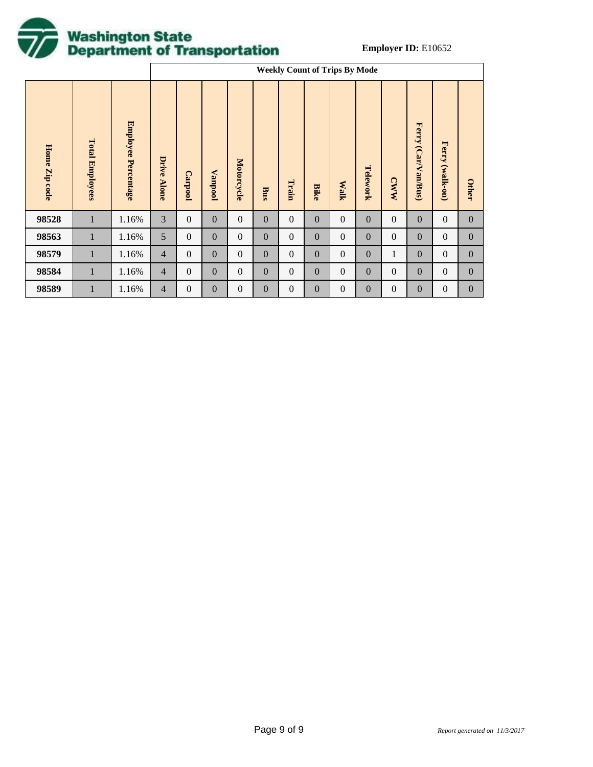**Washington State Department of Transportation**

**Employer ID:** E10652

| | | | Weekly Count of Trips By Mode | | | | | | | | | | | | |
|---|---|---|---|---|---|---|---|---|---|---|---|---|---|---|---|
| **Home Zip code** | **Total Employees** | **Employee Percentage** | **Drive Alone** | **Carpool** | **Vanpool** | **Motorcycle** | **Bus** | **Train** | **Bike** | **Walk** | **Telework** | **CWW** | **Ferry (Car/Van/Bus)** | **Ferry (walk-on)** | **Other** |
| **98528** | 1 | 1.16% | 3 | 0 | 0 | 0 | 0 | 0 | 0 | 0 | 0 | 0 | 0 | 0 | 0 |
| **98563** | 1 | 1.16% | 5 | 0 | 0 | 0 | 0 | 0 | 0 | 0 | 0 | 0 | 0 | 0 | 0 |
| **98579** | 1 | 1.16% | 4 | 0 | 0 | 0 | 0 | 0 | 0 | 0 | 0 | 1 | 0 | 0 | 0 |
| **98584** | 1 | 1.16% | 4 | 0 | 0 | 0 | 0 | 0 | 0 | 0 | 0 | 0 | 0 | 0 | 0 |
| **98589** | 1 | 1.16% | 4 | 0 | 0 | 0 | 0 | 0 | 0 | 0 | 0 | 0 | 0 | 0 | 0 |

*Report generated on 11/3/2017*